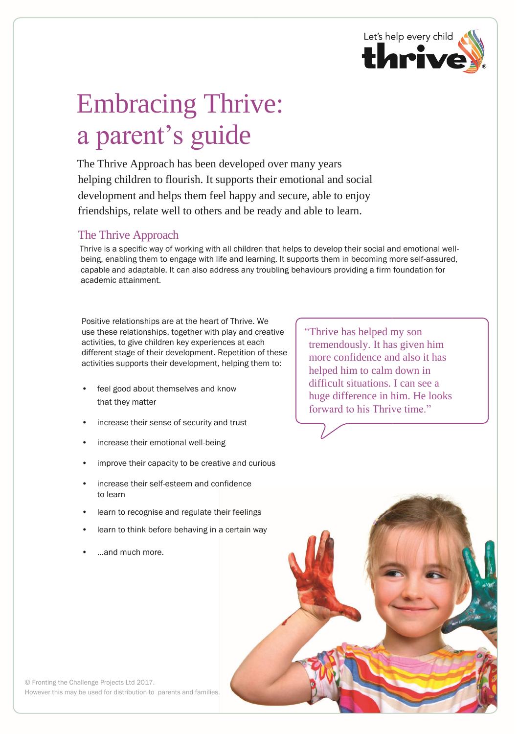Let's help every child thrive

# Embracing Thrive: a parent's guide

The Thrive Approach has been developed over many years helping children to flourish. It supports their emotional and social development and helps them feel happy and secure, able to enjoy friendships, relate well to others and be ready and able to learn.

## The Thrive Approach

Thrive is a specific way of working with all children that helps to develop their social and emotional well-being, enabling them to engage with life and learning. It supports them in becoming more self-assured, capable and adaptable. It can also address any troubling behaviours providing a firm foundation for academic attainment.

Positive relationships are at the heart of Thrive. We use these relationships, together with play and creative activities, to give children key experiences at each different stage of their development. Repetition of these activities supports their development, helping them to:

- feel good about themselves and know that they matter
- increase their sense of security and trust
- increase their emotional well-being
- improve their capacity to be creative and curious
- increase their self-esteem and confidence to learn
- learn to recognise and regulate their feelings
- learn to think before behaving in a certain way
- ...and much more.

> "Thrive has helped my son tremendously. It has given him more confidence and also it has helped him to calm down in difficult situations. I can see a huge difference in him. He looks forward to his Thrive time."

© Fronting the Challenge Projects Ltd 2017.
However this may be used for distribution to parents and families.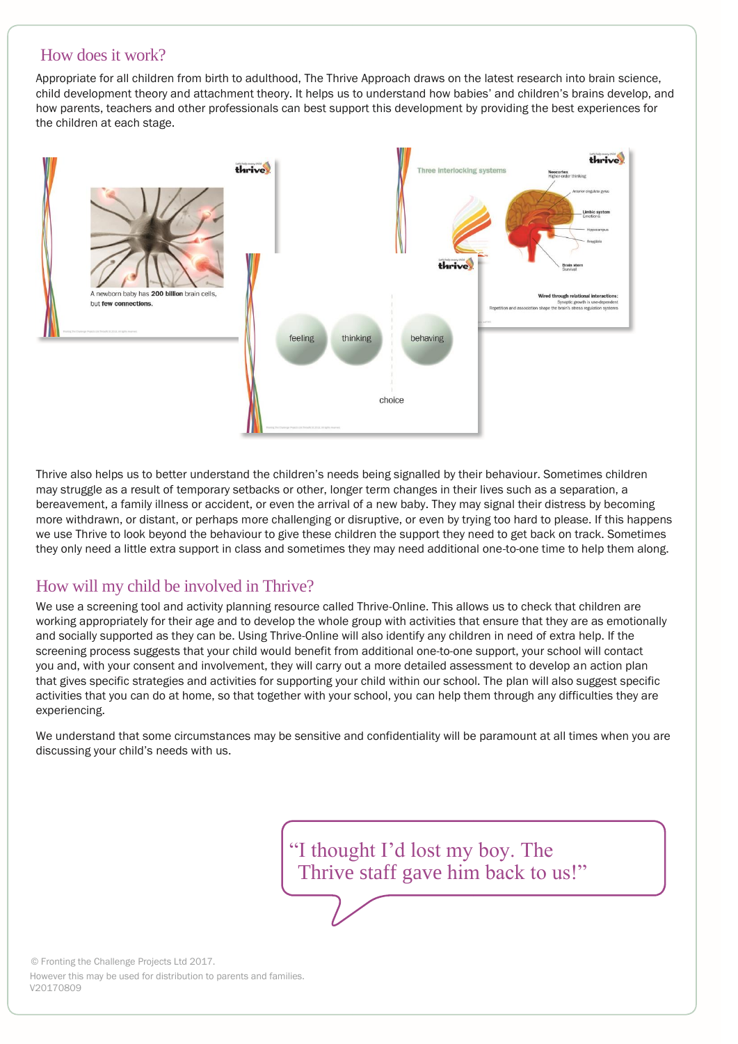## How does it work?

Appropriate for all children from birth to adulthood, The Thrive Approach draws on the latest research into brain science, child development theory and attachment theory. It helps us to understand how babies' and children's brains develop, and how parents, teachers and other professionals can best support this development by providing the best experiences for the children at each stage.

A newborn baby has **200 billion** brain cells, but **few connections**.

feeling thinking behaving

choice

Three interlocking systems

Neocortex
Higher-order thinking

Limbic system
Emotions

Brain stem
Survival

Wired through relational interactions:

Thrive also helps us to better understand the children's needs being signalled by their behaviour. Sometimes children may struggle as a result of temporary setbacks or other, longer term changes in their lives such as a separation, a bereavement, a family illness or accident, or even the arrival of a new baby. They may signal their distress by becoming more withdrawn, or distant, or perhaps more challenging or disruptive, or even by trying too hard to please. If this happens we use Thrive to look beyond the behaviour to give these children the support they need to get back on track. Sometimes they only need a little extra support in class and sometimes they may need additional one-to-one time to help them along.

## How will my child be involved in Thrive?

We use a screening tool and activity planning resource called Thrive-Online. This allows us to check that children are working appropriately for their age and to develop the whole group with activities that ensure that they are as emotionally and socially supported as they can be. Using Thrive-Online will also identify any children in need of extra help. If the screening process suggests that your child would benefit from additional one-to-one support, your school will contact you and, with your consent and involvement, they will carry out a more detailed assessment to develop an action plan that gives specific strategies and activities for supporting your child within our school. The plan will also suggest specific activities that you can do at home, so that together with your school, you can help them through any difficulties they are experiencing.

We understand that some circumstances may be sensitive and confidentiality will be paramount at all times when you are discussing your child's needs with us.

> "I thought I'd lost my boy. The Thrive staff gave him back to us!"

© Fronting the Challenge Projects Ltd 2017.
However this may be used for distribution to parents and families.
V20170809